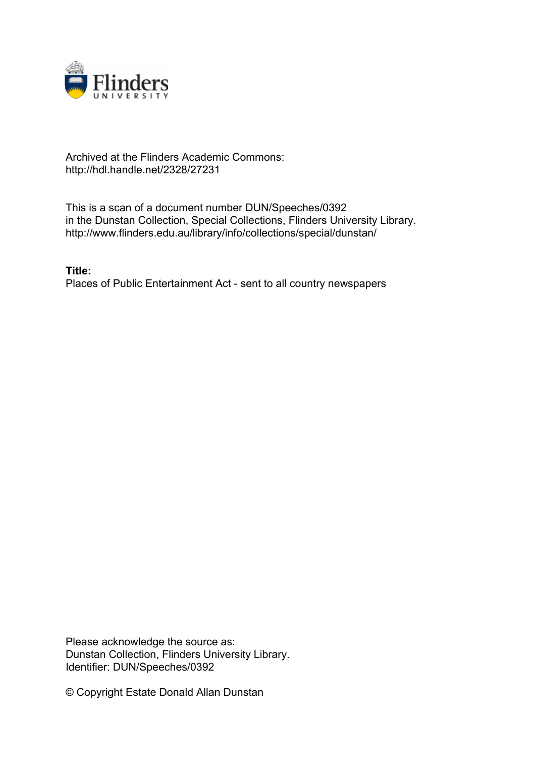Archived at the Flinders Academic Commons:
http://hdl.handle.net/2328/27231

This is a scan of a document number DUN/Speeches/0392
in the Dunstan Collection, Special Collections, Flinders University Library.
http://www.flinders.edu.au/library/info/collections/special/dunstan/

**Title:**
Places of Public Entertainment Act - sent to all country newspapers

Please acknowledge the source as:
Dunstan Collection, Flinders University Library.
Identifier: DUN/Speeches/0392

© Copyright Estate Donald Allan Dunstan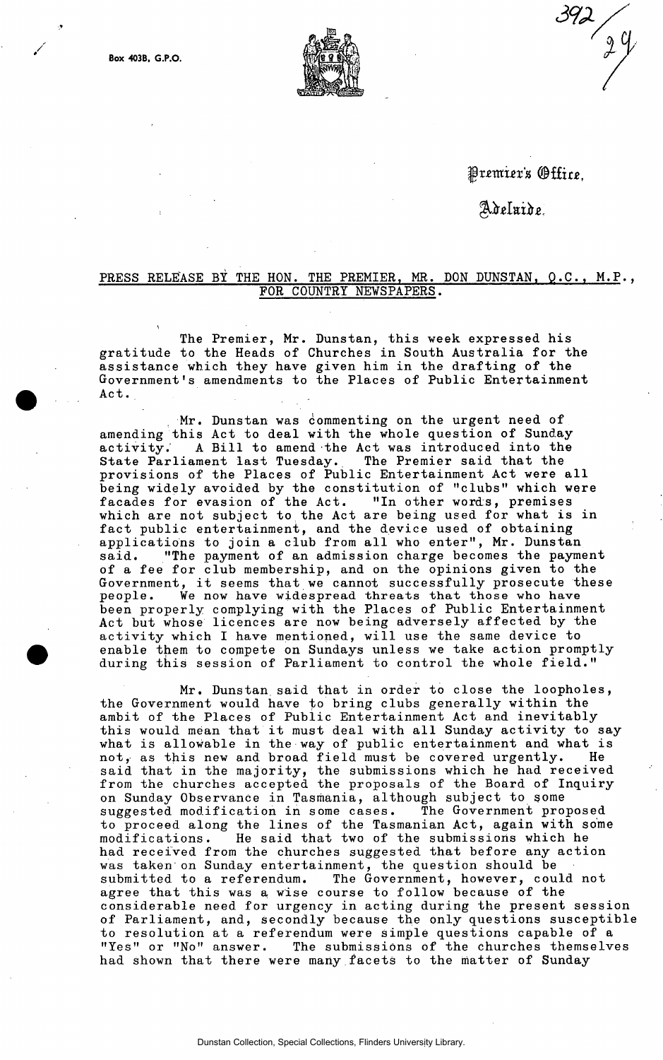Box 403B, G.P.O.

Premier's Office,

Adelaide.

PRESS RELEASE BY THE HON. THE PREMIER, MR. DON DUNSTAN, Q.C., M.P., FOR COUNTRY NEWSPAPERS.

The Premier, Mr. Dunstan, this week expressed his gratitude to the Heads of Churches in South Australia for the assistance which they have given him in the drafting of the Government's amendments to the Places of Public Entertainment Act.

Mr. Dunstan was commenting on the urgent need of amending this Act to deal with the whole question of Sunday activity. A Bill to amend the Act was introduced into the State Parliament last Tuesday. The Premier said that the provisions of the Places of Public Entertainment Act were all being widely avoided by the constitution of "clubs" which were facades for evasion of the Act. "In other words, premises which are not subject to the Act are being used for what is in fact public entertainment, and the device used of obtaining applications to join a club from all who enter", Mr. Dunstan said. "The payment of an admission charge becomes the payment of a fee for club membership, and on the opinions given to the Government, it seems that we cannot successfully prosecute these people. We now have widespread threats that those who have been properly complying with the Places of Public Entertainment Act but whose licences are now being adversely affected by the activity which I have mentioned, will use the same device to enable them to compete on Sundays unless we take action promptly during this session of Parliament to control the whole field."

Mr. Dunstan said that in order to close the loopholes, the Government would have to bring clubs generally within the ambit of the Places of Public Entertainment Act and inevitably this would mean that it must deal with all Sunday activity to say what is allowable in the way of public entertainment and what is not, as this new and broad field must be covered urgently. He said that in the majority, the submissions which he had received from the churches accepted the proposals of the Board of Inquiry on Sunday Observance in Tasmania, although subject to some suggested modification in some cases. The Government proposed to proceed along the lines of the Tasmanian Act, again with some modifications. He said that two of the submissions which he had received from the churches suggested that before any action was taken on Sunday entertainment, the question should be submitted to a referendum. The Government, however, could not agree that this was a wise course to follow because of the considerable need for urgency in acting during the present session of Parliament, and, secondly because the only questions susceptible to resolution at a referendum were simple questions capable of a "Yes" or "No" answer. The submissions of the churches themselves had shown that there were many facets to the matter of Sunday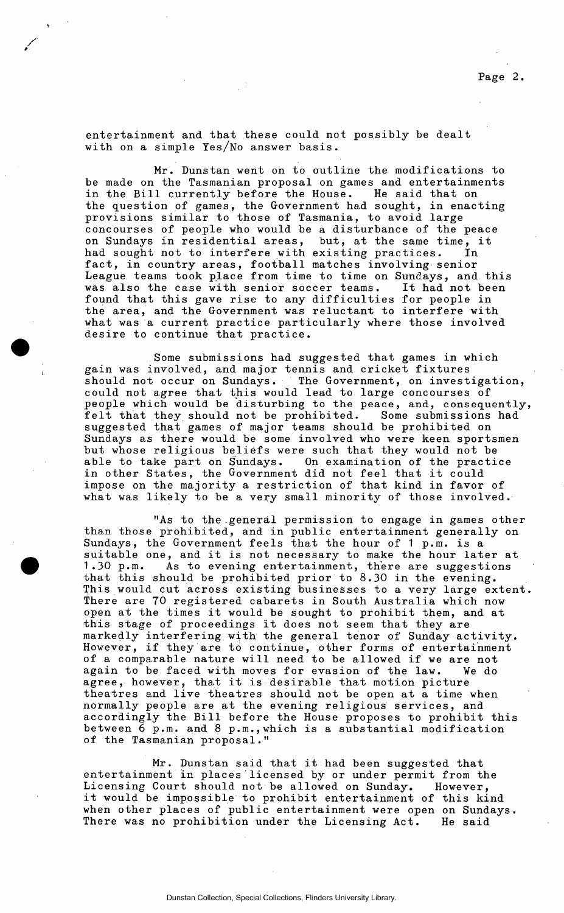entertainment and that these could not possibly be dealt with on a simple Yes/No answer basis.

Mr. Dunstan went on to outline the modifications to be made on the Tasmanian proposal on games and entertainments in the Bill currently before the House. He said that on the question of games, the Government had sought, in enacting provisions similar to those of Tasmania, to avoid large concourses of people who would be a disturbance of the peace on Sundays in residential areas, but, at the same time, it had sought not to interfere with existing practices. In fact, in country areas, football matches involving senior League teams took place from time to time on Sundays, and this was also the case with senior soccer teams. It had not been found that this gave rise to any difficulties for people in the area, and the Government was reluctant to interfere with what was a current practice particularly where those involved desire to continue that practice.

Some submissions had suggested that games in which gain was involved, and major tennis and cricket fixtures should not occur on Sundays. The Government, on investigation, could not agree that this would lead to large concourses of people which would be disturbing to the peace, and, consequently, felt that they should not be prohibited. Some submissions had suggested that games of major teams should be prohibited on Sundays as there would be some involved who were keen sportsmen but whose religious beliefs were such that they would not be able to take part on Sundays. On examination of the practice in other States, the Government did not feel that it could impose on the majority a restriction of that kind in favor of what was likely to be a very small minority of those involved.

"As to the general permission to engage in games other than those prohibited, and in public entertainment generally on Sundays, the Government feels that the hour of 1 p.m. is a suitable one, and it is not necessary to make the hour later at 1.30 p.m. As to evening entertainment, there are suggestions that this should be prohibited prior to 8.30 in the evening. This would cut across existing businesses to a very large extent. There are 70 registered cabarets in South Australia which now open at the times it would be sought to prohibit them, and at this stage of proceedings it does not seem that they are markedly interfering with the general tenor of Sunday activity. However, if they are to continue, other forms of entertainment of a comparable nature will need to be allowed if we are not again to be faced with moves for evasion of the law. We do agree, however, that it is desirable that motion picture theatres and live theatres should not be open at a time when normally people are at the evening religious services, and accordingly the Bill before the House proposes to prohibit this between 6 p.m. and 8 p.m., which is a substantial modification of the Tasmanian proposal."

Mr. Dunstan said that it had been suggested that entertainment in places licensed by or under permit from the Licensing Court should not be allowed on Sunday. However, it would be impossible to prohibit entertainment of this kind when other places of public entertainment were open on Sundays. There was no prohibition under the Licensing Act. He said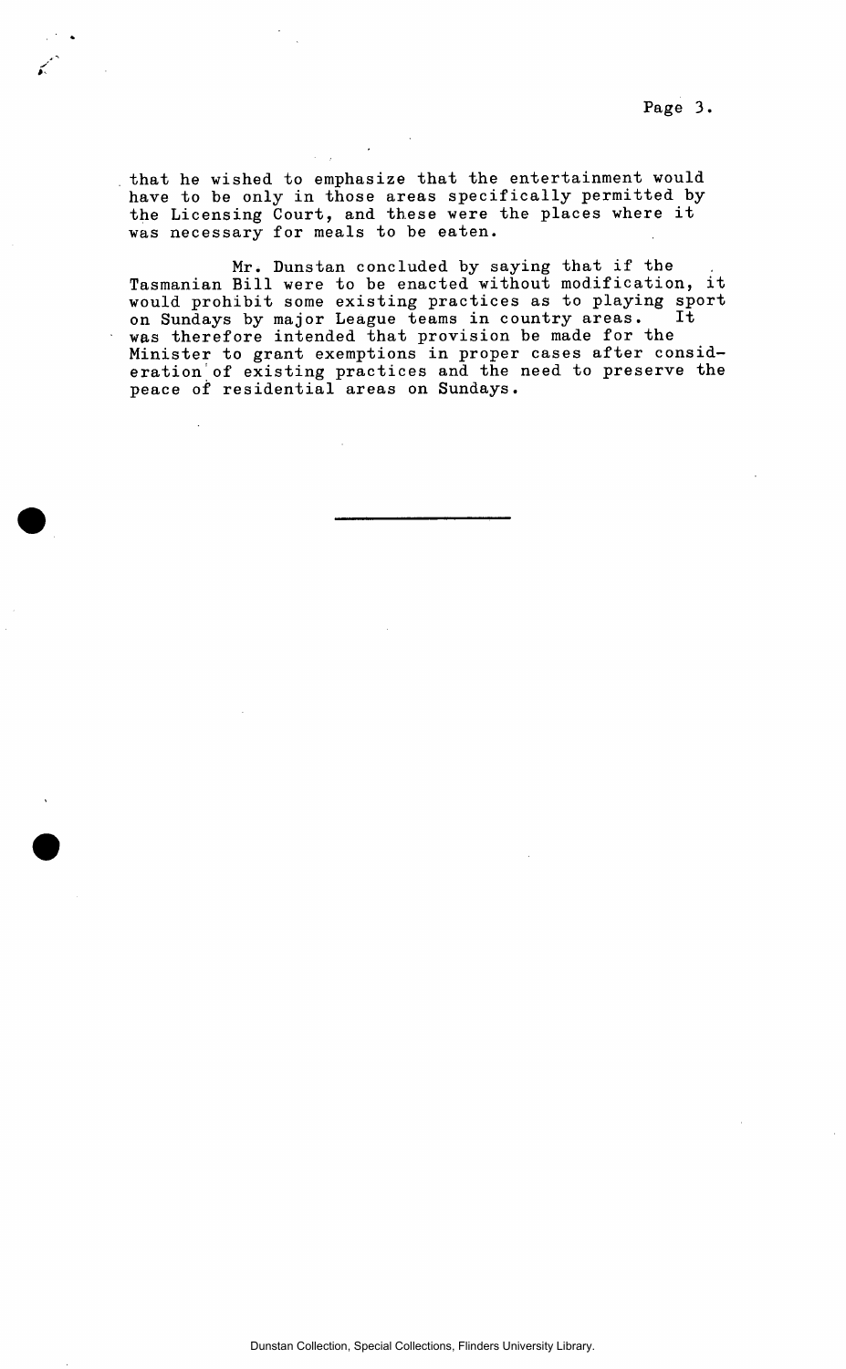that he wished to emphasize that the entertainment would have to be only in those areas specifically permitted by the Licensing Court, and these were the places where it was necessary for meals to be eaten.

Mr. Dunstan concluded by saying that if the Tasmanian Bill were to be enacted without modification, it would prohibit some existing practices as to playing sport on Sundays by major League teams in country areas. It was therefore intended that provision be made for the Minister to grant exemptions in proper cases after consideration of existing practices and the need to preserve the peace of residential areas on Sundays.

---

Dunstan Collection, Special Collections, Flinders University Library.